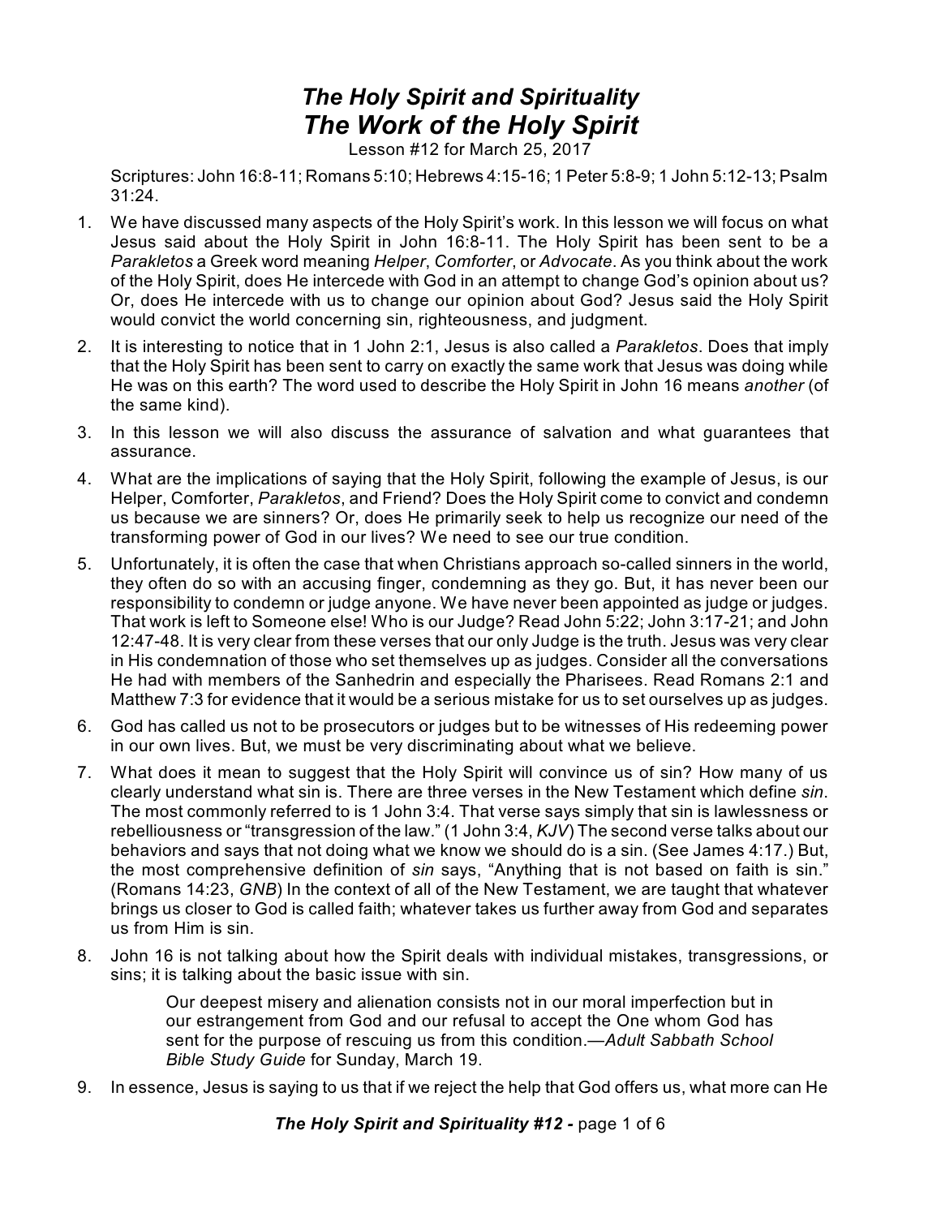# *The Holy Spirit and Spirituality*

## *The Work of the Holy Spirit*

Lesson #12 for March 25, 2017

Scriptures: John 16:8-11; Romans 5:10; Hebrews 4:15-16; 1 Peter 5:8-9; 1 John 5:12-13; Psalm 31:24.

1. We have discussed many aspects of the Holy Spirit's work. In this lesson we will focus on what Jesus said about the Holy Spirit in John 16:8-11. The Holy Spirit has been sent to be a *Parakletos* a Greek word meaning *Helper*, *Comforter*, or *Advocate*. As you think about the work of the Holy Spirit, does He intercede with God in an attempt to change God's opinion about us? Or, does He intercede with us to change our opinion about God? Jesus said the Holy Spirit would convict the world concerning sin, righteousness, and judgment.
2. It is interesting to notice that in 1 John 2:1, Jesus is also called a *Parakletos*. Does that imply that the Holy Spirit has been sent to carry on exactly the same work that Jesus was doing while He was on this earth? The word used to describe the Holy Spirit in John 16 means *another* (of the same kind).
3. In this lesson we will also discuss the assurance of salvation and what guarantees that assurance.
4. What are the implications of saying that the Holy Spirit, following the example of Jesus, is our Helper, Comforter, *Parakletos*, and Friend? Does the Holy Spirit come to convict and condemn us because we are sinners? Or, does He primarily seek to help us recognize our need of the transforming power of God in our lives? We need to see our true condition.
5. Unfortunately, it is often the case that when Christians approach so-called sinners in the world, they often do so with an accusing finger, condemning as they go. But, it has never been our responsibility to condemn or judge anyone. We have never been appointed as judge or judges. That work is left to Someone else! Who is our Judge? Read John 5:22; John 3:17-21; and John 12:47-48. It is very clear from these verses that our only Judge is the truth. Jesus was very clear in His condemnation of those who set themselves up as judges. Consider all the conversations He had with members of the Sanhedrin and especially the Pharisees. Read Romans 2:1 and Matthew 7:3 for evidence that it would be a serious mistake for us to set ourselves up as judges.
6. God has called us not to be prosecutors or judges but to be witnesses of His redeeming power in our own lives. But, we must be very discriminating about what we believe.
7. What does it mean to suggest that the Holy Spirit will convince us of sin? How many of us clearly understand what sin is. There are three verses in the New Testament which define *sin*. The most commonly referred to is 1 John 3:4. That verse says simply that sin is lawlessness or rebelliousness or "transgression of the law." (1 John 3:4, *KJV*) The second verse talks about our behaviors and says that not doing what we know we should do is a sin. (See James 4:17.) But, the most comprehensive definition of *sin* says, "Anything that is not based on faith is sin." (Romans 14:23, *GNB*) In the context of all of the New Testament, we are taught that whatever brings us closer to God is called faith; whatever takes us further away from God and separates us from Him is sin.
8. John 16 is not talking about how the Spirit deals with individual mistakes, transgressions, or sins; it is talking about the basic issue with sin.

    > Our deepest misery and alienation consists not in our moral imperfection but in our estrangement from God and our refusal to accept the One whom God has sent for the purpose of rescuing us from this condition.—*Adult Sabbath School Bible Study Guide* for Sunday, March 19.

9. In essence, Jesus is saying to us that if we reject the help that God offers us, what more can He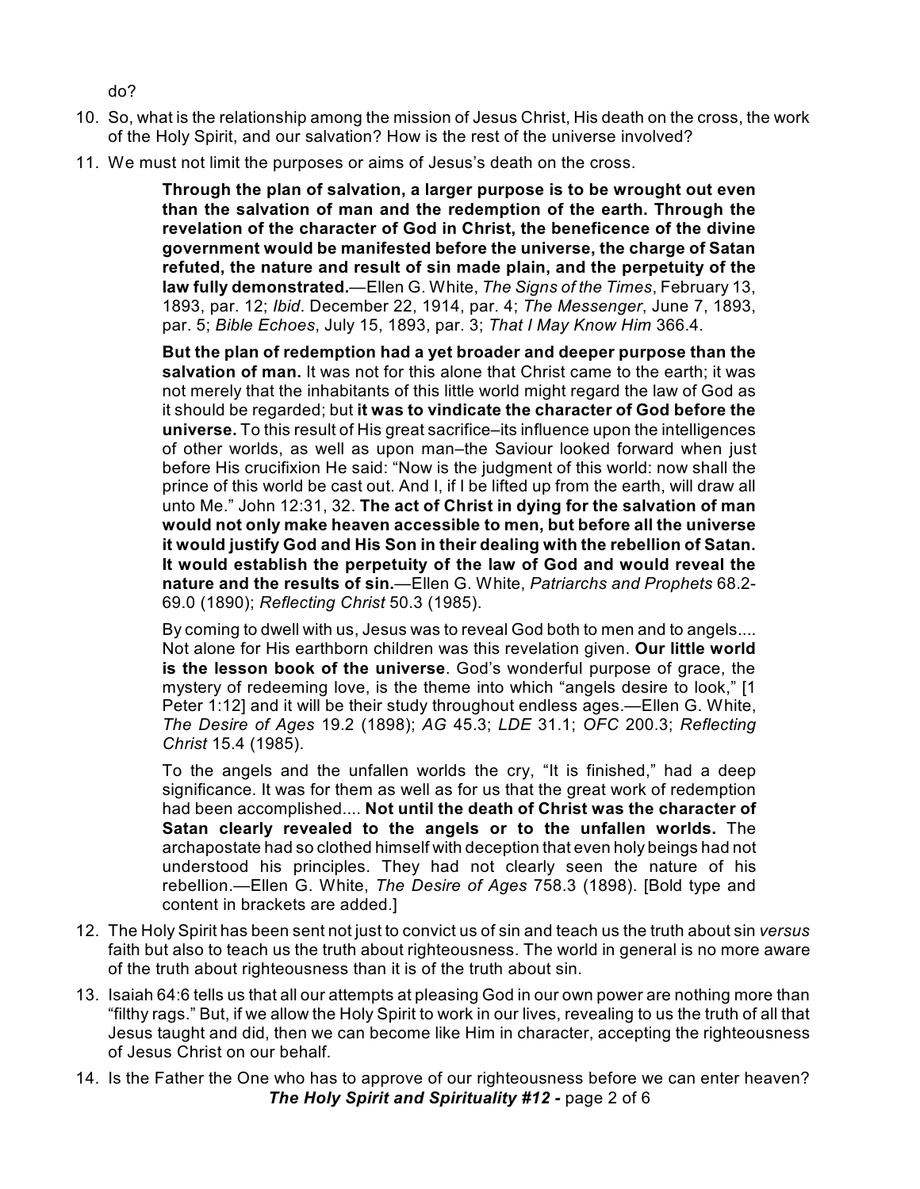do?

10. So, what is the relationship among the mission of Jesus Christ, His death on the cross, the work of the Holy Spirit, and our salvation? How is the rest of the universe involved?

11. We must not limit the purposes or aims of Jesus's death on the cross.

> **Through the plan of salvation, a larger purpose is to be wrought out even than the salvation of man and the redemption of the earth. Through the revelation of the character of God in Christ, the beneficence of the divine government would be manifested before the universe, the charge of Satan refuted, the nature and result of sin made plain, and the perpetuity of the law fully demonstrated.**—Ellen G. White, *The Signs of the Times*, February 13, 1893, par. 12; *Ibid*. December 22, 1914, par. 4; *The Messenger*, June 7, 1893, par. 5; *Bible Echoes*, July 15, 1893, par. 3; *That I May Know Him* 366.4.

> **But the plan of redemption had a yet broader and deeper purpose than the salvation of man.** It was not for this alone that Christ came to the earth; it was not merely that the inhabitants of this little world might regard the law of God as it should be regarded; but **it was to vindicate the character of God before the universe.** To this result of His great sacrifice–its influence upon the intelligences of other worlds, as well as upon man–the Saviour looked forward when just before His crucifixion He said: "Now is the judgment of this world: now shall the prince of this world be cast out. And I, if I be lifted up from the earth, will draw all unto Me." John 12:31, 32. **The act of Christ in dying for the salvation of man would not only make heaven accessible to men, but before all the universe it would justify God and His Son in their dealing with the rebellion of Satan. It would establish the perpetuity of the law of God and would reveal the nature and the results of sin.**—Ellen G. White, *Patriarchs and Prophets* 68.2-69.0 (1890); *Reflecting Christ* 50.3 (1985).

> By coming to dwell with us, Jesus was to reveal God both to men and to angels.... Not alone for His earthborn children was this revelation given. **Our little world is the lesson book of the universe**. God's wonderful purpose of grace, the mystery of redeeming love, is the theme into which "angels desire to look," [1 Peter 1:12] and it will be their study throughout endless ages.—Ellen G. White, *The Desire of Ages* 19.2 (1898); *AG* 45.3; *LDE* 31.1; *OFC* 200.3; *Reflecting Christ* 15.4 (1985).

> To the angels and the unfallen worlds the cry, "It is finished," had a deep significance. It was for them as well as for us that the great work of redemption had been accomplished.... **Not until the death of Christ was the character of Satan clearly revealed to the angels or to the unfallen worlds.** The archapostate had so clothed himself with deception that even holy beings had not understood his principles. They had not clearly seen the nature of his rebellion.—Ellen G. White, *The Desire of Ages* 758.3 (1898). [Bold type and content in brackets are added.]

12. The Holy Spirit has been sent not just to convict us of sin and teach us the truth about sin *versus* faith but also to teach us the truth about righteousness. The world in general is no more aware of the truth about righteousness than it is of the truth about sin.

13. Isaiah 64:6 tells us that all our attempts at pleasing God in our own power are nothing more than "filthy rags." But, if we allow the Holy Spirit to work in our lives, revealing to us the truth of all that Jesus taught and did, then we can become like Him in character, accepting the righteousness of Jesus Christ on our behalf.

14. Is the Father the One who has to approve of our righteousness before we can enter heaven?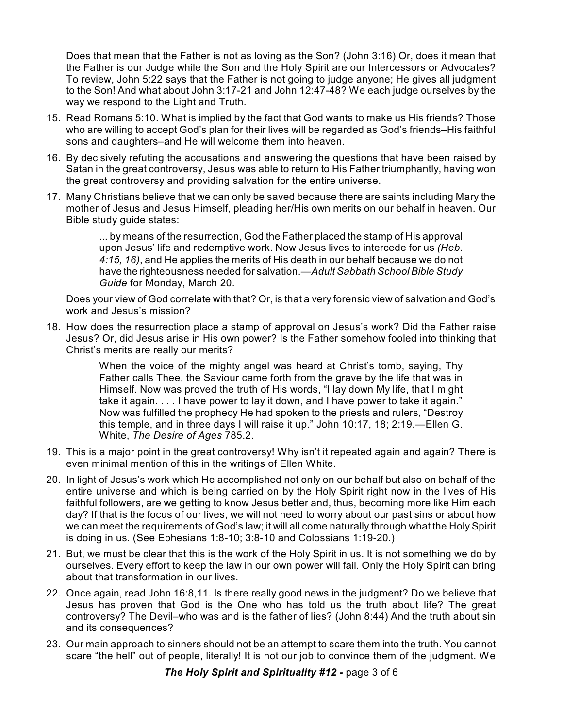Does that mean that the Father is not as loving as the Son? (John 3:16) Or, does it mean that the Father is our Judge while the Son and the Holy Spirit are our Intercessors or Advocates? To review, John 5:22 says that the Father is not going to judge anyone; He gives all judgment to the Son! And what about John 3:17-21 and John 12:47-48? We each judge ourselves by the way we respond to the Light and Truth.

15. Read Romans 5:10. What is implied by the fact that God wants to make us His friends? Those who are willing to accept God's plan for their lives will be regarded as God's friends–His faithful sons and daughters–and He will welcome them into heaven.

16. By decisively refuting the accusations and answering the questions that have been raised by Satan in the great controversy, Jesus was able to return to His Father triumphantly, having won the great controversy and providing salvation for the entire universe.

17. Many Christians believe that we can only be saved because there are saints including Mary the mother of Jesus and Jesus Himself, pleading her/His own merits on our behalf in heaven. Our Bible study guide states:

    > ... by means of the resurrection, God the Father placed the stamp of His approval upon Jesus' life and redemptive work. Now Jesus lives to intercede for us *(Heb. 4:15, 16)*, and He applies the merits of His death in our behalf because we do not have the righteousness needed for salvation.—*Adult Sabbath School Bible Study Guide* for Monday, March 20.

    Does your view of God correlate with that? Or, is that a very forensic view of salvation and God's work and Jesus's mission?

18. How does the resurrection place a stamp of approval on Jesus's work? Did the Father raise Jesus? Or, did Jesus arise in His own power? Is the Father somehow fooled into thinking that Christ's merits are really our merits?

    > When the voice of the mighty angel was heard at Christ's tomb, saying, Thy Father calls Thee, the Saviour came forth from the grave by the life that was in Himself. Now was proved the truth of His words, "I lay down My life, that I might take it again. . . . I have power to lay it down, and I have power to take it again." Now was fulfilled the prophecy He had spoken to the priests and rulers, "Destroy this temple, and in three days I will raise it up." John 10:17, 18; 2:19.—Ellen G. White, *The Desire of Ages* 785.2.

19. This is a major point in the great controversy! Why isn't it repeated again and again? There is even minimal mention of this in the writings of Ellen White.

20. In light of Jesus's work which He accomplished not only on our behalf but also on behalf of the entire universe and which is being carried on by the Holy Spirit right now in the lives of His faithful followers, are we getting to know Jesus better and, thus, becoming more like Him each day? If that is the focus of our lives, we will not need to worry about our past sins or about how we can meet the requirements of God's law; it will all come naturally through what the Holy Spirit is doing in us. (See Ephesians 1:8-10; 3:8-10 and Colossians 1:19-20.)

21. But, we must be clear that this is the work of the Holy Spirit in us. It is not something we do by ourselves. Every effort to keep the law in our own power will fail. Only the Holy Spirit can bring about that transformation in our lives.

22. Once again, read John 16:8,11. Is there really good news in the judgment? Do we believe that Jesus has proven that God is the One who has told us the truth about life? The great controversy? The Devil–who was and is the father of lies? (John 8:44) And the truth about sin and its consequences?

23. Our main approach to sinners should not be an attempt to scare them into the truth. You cannot scare "the hell" out of people, literally! It is not our job to convince them of the judgment. We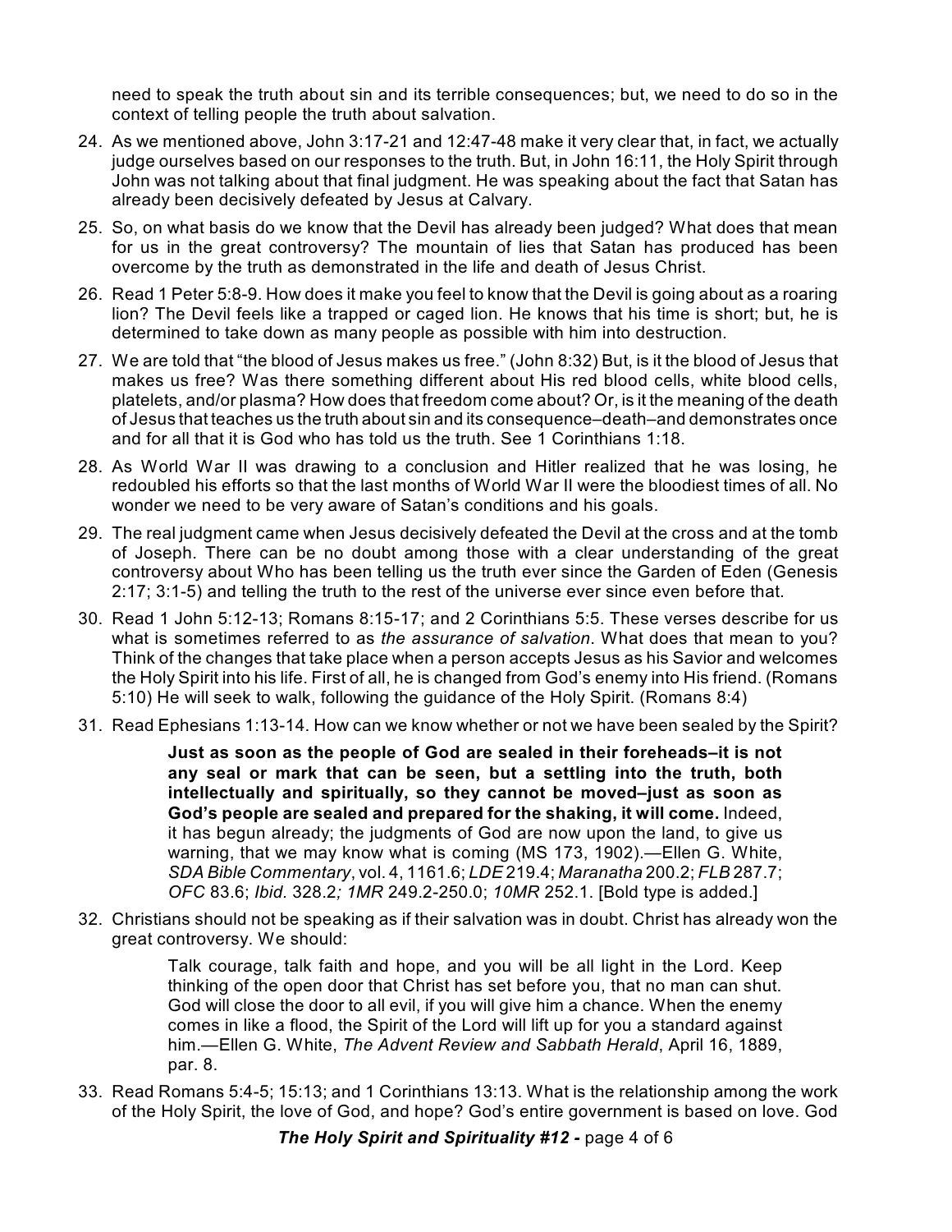need to speak the truth about sin and its terrible consequences; but, we need to do so in the context of telling people the truth about salvation.

24. As we mentioned above, John 3:17-21 and 12:47-48 make it very clear that, in fact, we actually judge ourselves based on our responses to the truth. But, in John 16:11, the Holy Spirit through John was not talking about that final judgment. He was speaking about the fact that Satan has already been decisively defeated by Jesus at Calvary.

25. So, on what basis do we know that the Devil has already been judged? What does that mean for us in the great controversy? The mountain of lies that Satan has produced has been overcome by the truth as demonstrated in the life and death of Jesus Christ.

26. Read 1 Peter 5:8-9. How does it make you feel to know that the Devil is going about as a roaring lion? The Devil feels like a trapped or caged lion. He knows that his time is short; but, he is determined to take down as many people as possible with him into destruction.

27. We are told that "the blood of Jesus makes us free." (John 8:32) But, is it the blood of Jesus that makes us free? Was there something different about His red blood cells, white blood cells, platelets, and/or plasma? How does that freedom come about? Or, is it the meaning of the death of Jesus that teaches us the truth about sin and its consequence–death–and demonstrates once and for all that it is God who has told us the truth. See 1 Corinthians 1:18.

28. As World War II was drawing to a conclusion and Hitler realized that he was losing, he redoubled his efforts so that the last months of World War II were the bloodiest times of all. No wonder we need to be very aware of Satan's conditions and his goals.

29. The real judgment came when Jesus decisively defeated the Devil at the cross and at the tomb of Joseph. There can be no doubt among those with a clear understanding of the great controversy about Who has been telling us the truth ever since the Garden of Eden (Genesis 2:17; 3:1-5) and telling the truth to the rest of the universe ever since even before that.

30. Read 1 John 5:12-13; Romans 8:15-17; and 2 Corinthians 5:5. These verses describe for us what is sometimes referred to as *the assurance of salvation*. What does that mean to you? Think of the changes that take place when a person accepts Jesus as his Savior and welcomes the Holy Spirit into his life. First of all, he is changed from God's enemy into His friend. (Romans 5:10) He will seek to walk, following the guidance of the Holy Spirit. (Romans 8:4)

31. Read Ephesians 1:13-14. How can we know whether or not we have been sealed by the Spirit?

    > **Just as soon as the people of God are sealed in their foreheads–it is not any seal or mark that can be seen, but a settling into the truth, both intellectually and spiritually, so they cannot be moved–just as soon as God's people are sealed and prepared for the shaking, it will come.** Indeed, it has begun already; the judgments of God are now upon the land, to give us warning, that we may know what is coming (MS 173, 1902).—Ellen G. White, *SDA Bible Commentary*, vol. 4, 1161.6; *LDE* 219.4; *Maranatha* 200.2; *FLB* 287.7; *OFC* 83.6; *Ibid.* 328.2*; 1MR* 249.2-250.0; *10MR* 252.1. [Bold type is added.]

32. Christians should not be speaking as if their salvation was in doubt. Christ has already won the great controversy. We should:

    > Talk courage, talk faith and hope, and you will be all light in the Lord. Keep thinking of the open door that Christ has set before you, that no man can shut. God will close the door to all evil, if you will give him a chance. When the enemy comes in like a flood, the Spirit of the Lord will lift up for you a standard against him.—Ellen G. White, *The Advent Review and Sabbath Herald*, April 16, 1889, par. 8.

33. Read Romans 5:4-5; 15:13; and 1 Corinthians 13:13. What is the relationship among the work of the Holy Spirit, the love of God, and hope? God's entire government is based on love. God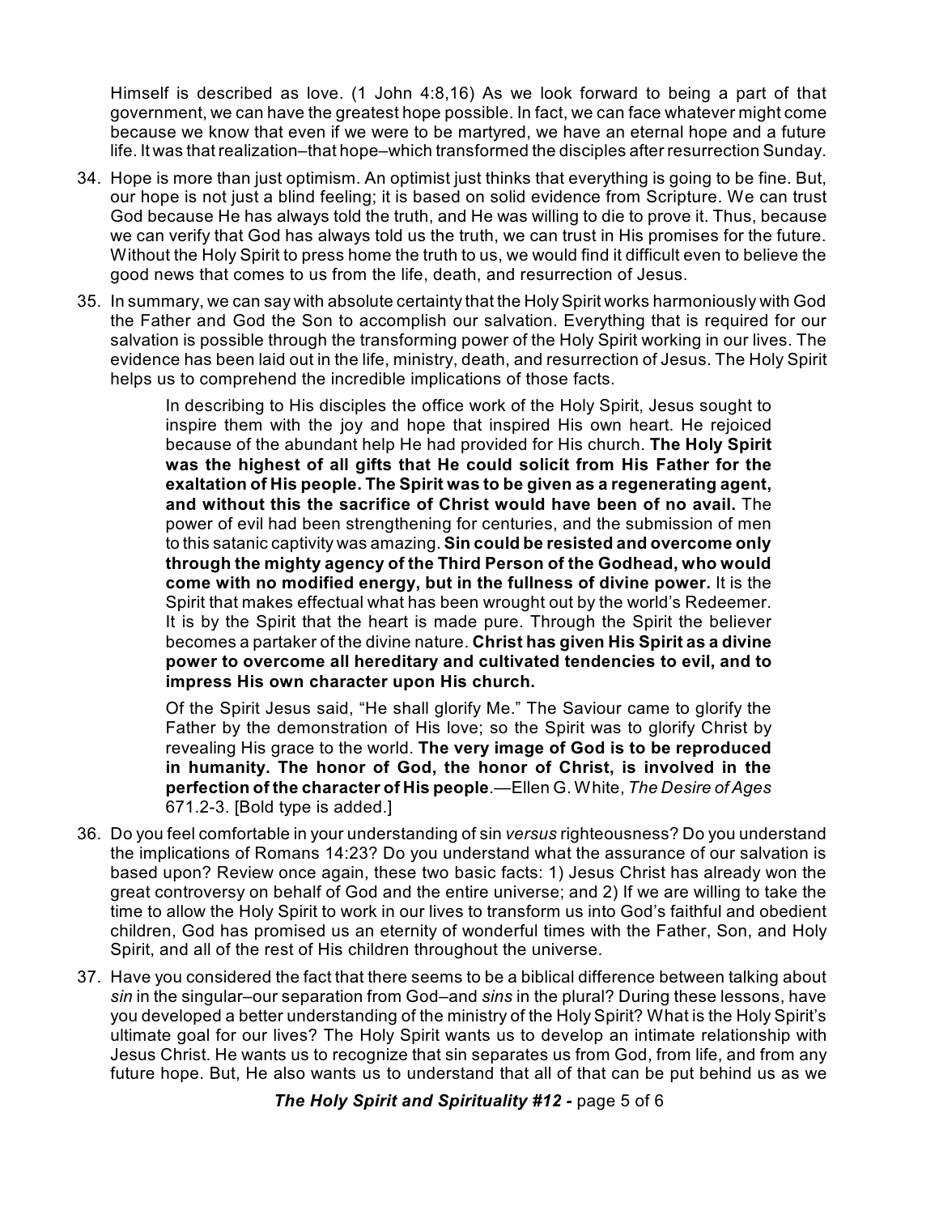Himself is described as love. (1 John 4:8,16) As we look forward to being a part of that government, we can have the greatest hope possible. In fact, we can face whatever might come because we know that even if we were to be martyred, we have an eternal hope and a future life. It was that realization–that hope–which transformed the disciples after resurrection Sunday.

34. Hope is more than just optimism. An optimist just thinks that everything is going to be fine. But, our hope is not just a blind feeling; it is based on solid evidence from Scripture. We can trust God because He has always told the truth, and He was willing to die to prove it. Thus, because we can verify that God has always told us the truth, we can trust in His promises for the future. Without the Holy Spirit to press home the truth to us, we would find it difficult even to believe the good news that comes to us from the life, death, and resurrection of Jesus.

35. In summary, we can say with absolute certainty that the Holy Spirit works harmoniously with God the Father and God the Son to accomplish our salvation. Everything that is required for our salvation is possible through the transforming power of the Holy Spirit working in our lives. The evidence has been laid out in the life, ministry, death, and resurrection of Jesus. The Holy Spirit helps us to comprehend the incredible implications of those facts.

> In describing to His disciples the office work of the Holy Spirit, Jesus sought to inspire them with the joy and hope that inspired His own heart. He rejoiced because of the abundant help He had provided for His church. **The Holy Spirit was the highest of all gifts that He could solicit from His Father for the exaltation of His people. The Spirit was to be given as a regenerating agent, and without this the sacrifice of Christ would have been of no avail.** The power of evil had been strengthening for centuries, and the submission of men to this satanic captivity was amazing. **Sin could be resisted and overcome only through the mighty agency of the Third Person of the Godhead, who would come with no modified energy, but in the fullness of divine power.** It is the Spirit that makes effectual what has been wrought out by the world's Redeemer. It is by the Spirit that the heart is made pure. Through the Spirit the believer becomes a partaker of the divine nature. **Christ has given His Spirit as a divine power to overcome all hereditary and cultivated tendencies to evil, and to impress His own character upon His church.**
>
> Of the Spirit Jesus said, "He shall glorify Me." The Saviour came to glorify the Father by the demonstration of His love; so the Spirit was to glorify Christ by revealing His grace to the world. **The very image of God is to be reproduced in humanity. The honor of God, the honor of Christ, is involved in the perfection of the character of His people**.—Ellen G. White, *The Desire of Ages* 671.2-3. [Bold type is added.]

36. Do you feel comfortable in your understanding of sin *versus* righteousness? Do you understand the implications of Romans 14:23? Do you understand what the assurance of our salvation is based upon? Review once again, these two basic facts: 1) Jesus Christ has already won the great controversy on behalf of God and the entire universe; and 2) If we are willing to take the time to allow the Holy Spirit to work in our lives to transform us into God's faithful and obedient children, God has promised us an eternity of wonderful times with the Father, Son, and Holy Spirit, and all of the rest of His children throughout the universe.

37. Have you considered the fact that there seems to be a biblical difference between talking about *sin* in the singular–our separation from God–and *sins* in the plural? During these lessons, have you developed a better understanding of the ministry of the Holy Spirit? What is the Holy Spirit's ultimate goal for our lives? The Holy Spirit wants us to develop an intimate relationship with Jesus Christ. He wants us to recognize that sin separates us from God, from life, and from any future hope. But, He also wants us to understand that all of that can be put behind us as we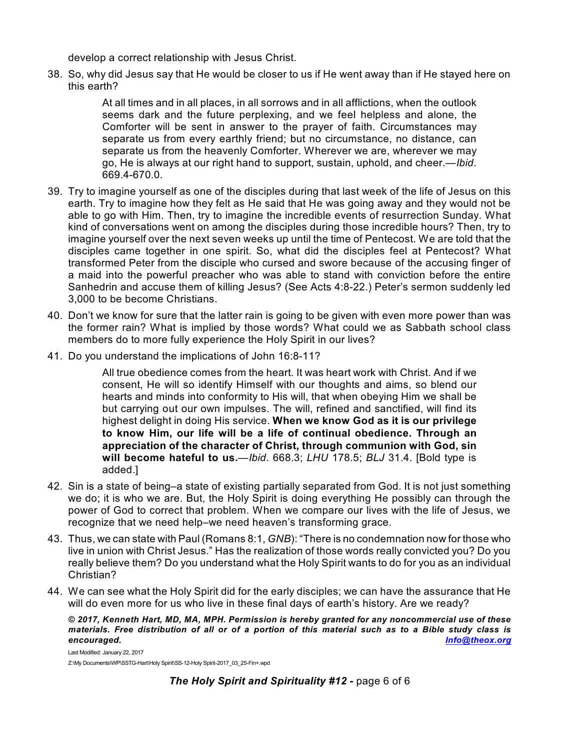develop a correct relationship with Jesus Christ.

38. So, why did Jesus say that He would be closer to us if He went away than if He stayed here on this earth?

    > At all times and in all places, in all sorrows and in all afflictions, when the outlook seems dark and the future perplexing, and we feel helpless and alone, the Comforter will be sent in answer to the prayer of faith. Circumstances may separate us from every earthly friend; but no circumstance, no distance, can separate us from the heavenly Comforter. Wherever we are, wherever we may go, He is always at our right hand to support, sustain, uphold, and cheer.—*Ibid*. 669.4-670.0.

39. Try to imagine yourself as one of the disciples during that last week of the life of Jesus on this earth. Try to imagine how they felt as He said that He was going away and they would not be able to go with Him. Then, try to imagine the incredible events of resurrection Sunday. What kind of conversations went on among the disciples during those incredible hours? Then, try to imagine yourself over the next seven weeks up until the time of Pentecost. We are told that the disciples came together in one spirit. So, what did the disciples feel at Pentecost? What transformed Peter from the disciple who cursed and swore because of the accusing finger of a maid into the powerful preacher who was able to stand with conviction before the entire Sanhedrin and accuse them of killing Jesus? (See Acts 4:8-22.) Peter's sermon suddenly led 3,000 to be become Christians.

40. Don't we know for sure that the latter rain is going to be given with even more power than was the former rain? What is implied by those words? What could we as Sabbath school class members do to more fully experience the Holy Spirit in our lives?

41. Do you understand the implications of John 16:8-11?

    > All true obedience comes from the heart. It was heart work with Christ. And if we consent, He will so identify Himself with our thoughts and aims, so blend our hearts and minds into conformity to His will, that when obeying Him we shall be but carrying out our own impulses. The will, refined and sanctified, will find its highest delight in doing His service. **When we know God as it is our privilege to know Him, our life will be a life of continual obedience. Through an appreciation of the character of Christ, through communion with God, sin will become hateful to us.**—*Ibid*. 668.3; *LHU* 178.5; *BLJ* 31.4. [Bold type is added.]

42. Sin is a state of being–a state of existing partially separated from God. It is not just something we do; it is who we are. But, the Holy Spirit is doing everything He possibly can through the power of God to correct that problem. When we compare our lives with the life of Jesus, we recognize that we need help–we need heaven's transforming grace.

43. Thus, we can state with Paul (Romans 8:1, *GNB*): "There is no condemnation now for those who live in union with Christ Jesus." Has the realization of those words really convicted you? Do you really believe them? Do you understand what the Holy Spirit wants to do for you as an individual Christian?

44. We can see what the Holy Spirit did for the early disciples; we can have the assurance that He will do even more for us who live in these final days of earth's history. Are we ready?

***© 2017, Kenneth Hart, MD, MA, MPH. Permission is hereby granted for any noncommercial use of these materials. Free distribution of all or of a portion of this material such as to a Bible study class is encouraged.*** ***Info@theox.org***

Last Modified: January 22, 2017

Z:\My Documents\WP\SSTG-Hart\Holy Spirit\SS-12-Holy Spirit-2017_03_25-Fin+.wpd